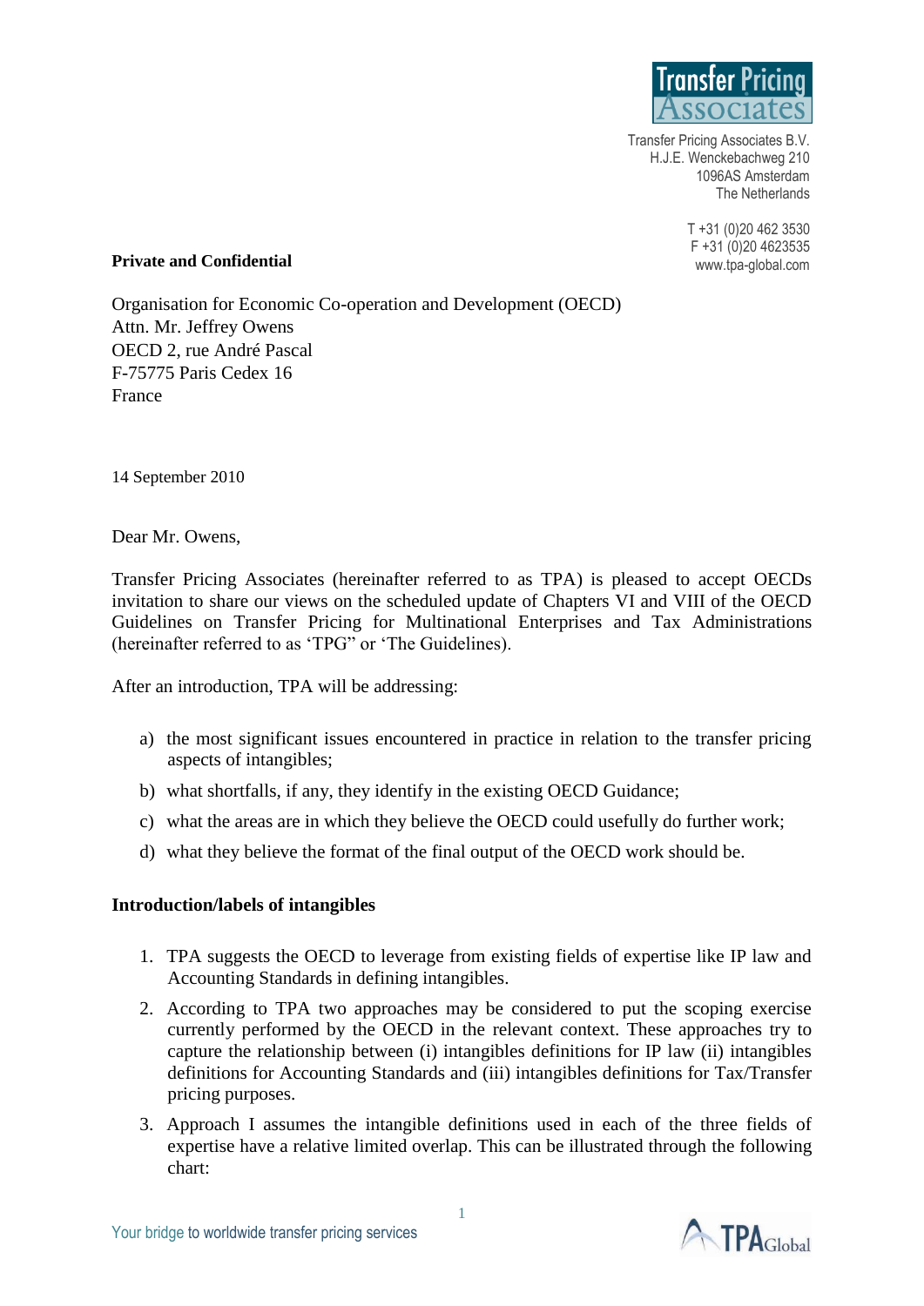Transfer Pricing Associates B.V.
H.J.E. Wenckebachweg 210
1096AS Amsterdam
The Netherlands

T +31 (0)20 462 3530
F +31 (0)20 4623535
www.tpa-global.com

**Private and Confidential**

Organisation for Economic Co-operation and Development (OECD)
Attn. Mr. Jeffrey Owens
OECD 2, rue André Pascal
F-75775 Paris Cedex 16
France

14 September 2010

Dear Mr. Owens,

Transfer Pricing Associates (hereinafter referred to as TPA) is pleased to accept OECDs invitation to share our views on the scheduled update of Chapters VI and VIII of the OECD Guidelines on Transfer Pricing for Multinational Enterprises and Tax Administrations (hereinafter referred to as 'TPG" or 'The Guidelines).

After an introduction, TPA will be addressing:

a) the most significant issues encountered in practice in relation to the transfer pricing aspects of intangibles;
b) what shortfalls, if any, they identify in the existing OECD Guidance;
c) what the areas are in which they believe the OECD could usefully do further work;
d) what they believe the format of the final output of the OECD work should be.

**Introduction/labels of intangibles**

1. TPA suggests the OECD to leverage from existing fields of expertise like IP law and Accounting Standards in defining intangibles.
2. According to TPA two approaches may be considered to put the scoping exercise currently performed by the OECD in the relevant context. These approaches try to capture the relationship between (i) intangibles definitions for IP law (ii) intangibles definitions for Accounting Standards and (iii) intangibles definitions for Tax/Transfer pricing purposes.
3. Approach I assumes the intangible definitions used in each of the three fields of expertise have a relative limited overlap. This can be illustrated through the following chart: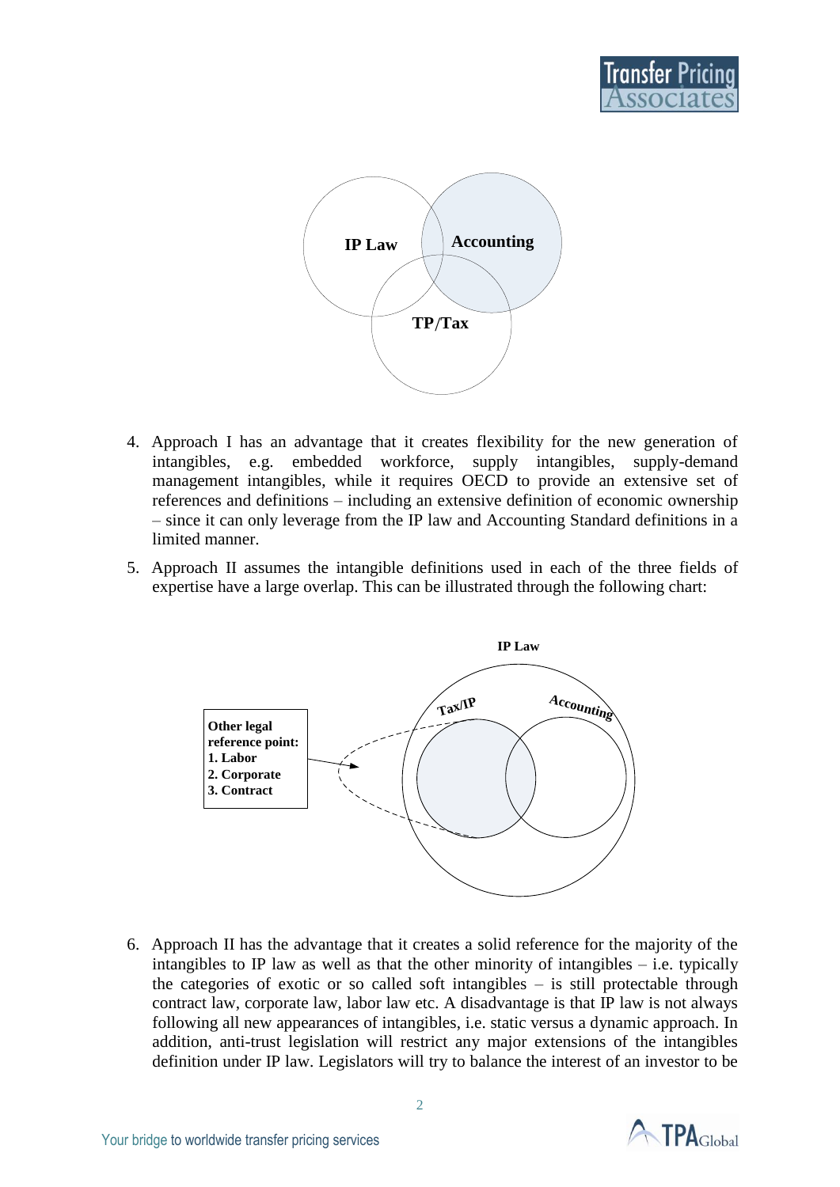4. Approach I has an advantage that it creates flexibility for the new generation of intangibles, e.g. embedded workforce, supply intangibles, supply-demand management intangibles, while it requires OECD to provide an extensive set of references and definitions – including an extensive definition of economic ownership – since it can only leverage from the IP law and Accounting Standard definitions in a limited manner.

5. Approach II assumes the intangible definitions used in each of the three fields of expertise have a large overlap. This can be illustrated through the following chart:

6. Approach II has the advantage that it creates a solid reference for the majority of the intangibles to IP law as well as that the other minority of intangibles – i.e. typically the categories of exotic or so called soft intangibles – is still protectable through contract law, corporate law, labor law etc. A disadvantage is that IP law is not always following all new appearances of intangibles, i.e. static versus a dynamic approach. In addition, anti-trust legislation will restrict any major extensions of the intangibles definition under IP law. Legislators will try to balance the interest of an investor to be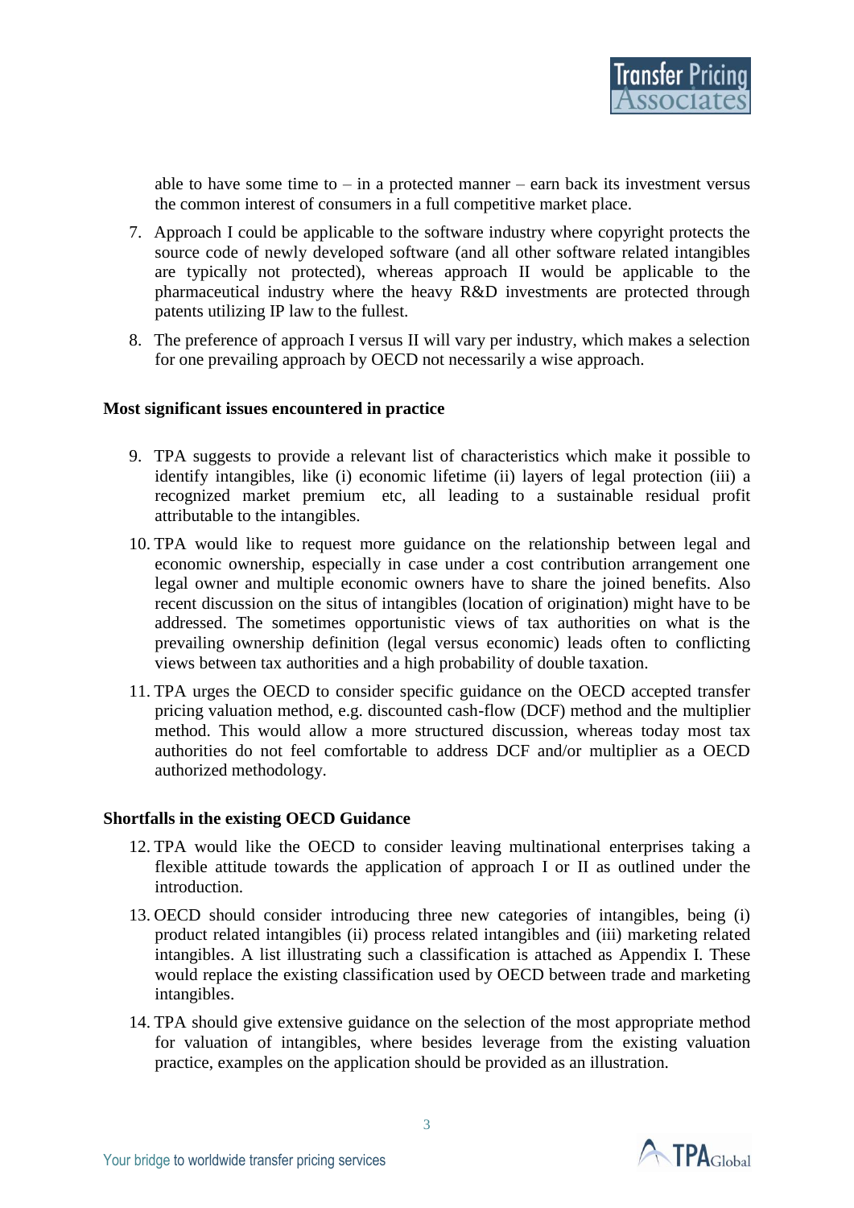able to have some time to – in a protected manner – earn back its investment versus the common interest of consumers in a full competitive market place.

7. Approach I could be applicable to the software industry where copyright protects the source code of newly developed software (and all other software related intangibles are typically not protected), whereas approach II would be applicable to the pharmaceutical industry where the heavy R&D investments are protected through patents utilizing IP law to the fullest.

8. The preference of approach I versus II will vary per industry, which makes a selection for one prevailing approach by OECD not necessarily a wise approach.

**Most significant issues encountered in practice**

9. TPA suggests to provide a relevant list of characteristics which make it possible to identify intangibles, like (i) economic lifetime (ii) layers of legal protection (iii) a recognized market premium etc, all leading to a sustainable residual profit attributable to the intangibles.

10. TPA would like to request more guidance on the relationship between legal and economic ownership, especially in case under a cost contribution arrangement one legal owner and multiple economic owners have to share the joined benefits. Also recent discussion on the situs of intangibles (location of origination) might have to be addressed. The sometimes opportunistic views of tax authorities on what is the prevailing ownership definition (legal versus economic) leads often to conflicting views between tax authorities and a high probability of double taxation.

11. TPA urges the OECD to consider specific guidance on the OECD accepted transfer pricing valuation method, e.g. discounted cash-flow (DCF) method and the multiplier method. This would allow a more structured discussion, whereas today most tax authorities do not feel comfortable to address DCF and/or multiplier as a OECD authorized methodology.

**Shortfalls in the existing OECD Guidance**

12. TPA would like the OECD to consider leaving multinational enterprises taking a flexible attitude towards the application of approach I or II as outlined under the introduction.

13. OECD should consider introducing three new categories of intangibles, being (i) product related intangibles (ii) process related intangibles and (iii) marketing related intangibles. A list illustrating such a classification is attached as Appendix I. These would replace the existing classification used by OECD between trade and marketing intangibles.

14. TPA should give extensive guidance on the selection of the most appropriate method for valuation of intangibles, where besides leverage from the existing valuation practice, examples on the application should be provided as an illustration.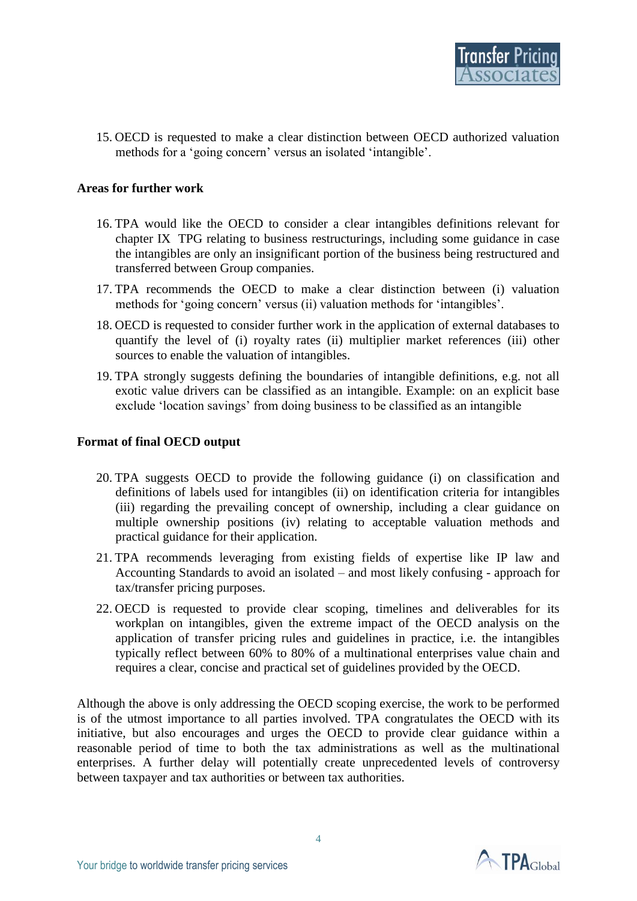15. OECD is requested to make a clear distinction between OECD authorized valuation methods for a 'going concern' versus an isolated 'intangible'.

**Areas for further work**

16. TPA would like the OECD to consider a clear intangibles definitions relevant for chapter IX TPG relating to business restructurings, including some guidance in case the intangibles are only an insignificant portion of the business being restructured and transferred between Group companies.
17. TPA recommends the OECD to make a clear distinction between (i) valuation methods for 'going concern' versus (ii) valuation methods for 'intangibles'.
18. OECD is requested to consider further work in the application of external databases to quantify the level of (i) royalty rates (ii) multiplier market references (iii) other sources to enable the valuation of intangibles.
19. TPA strongly suggests defining the boundaries of intangible definitions, e.g. not all exotic value drivers can be classified as an intangible. Example: on an explicit base exclude 'location savings' from doing business to be classified as an intangible

**Format of final OECD output**

20. TPA suggests OECD to provide the following guidance (i) on classification and definitions of labels used for intangibles (ii) on identification criteria for intangibles (iii) regarding the prevailing concept of ownership, including a clear guidance on multiple ownership positions (iv) relating to acceptable valuation methods and practical guidance for their application.
21. TPA recommends leveraging from existing fields of expertise like IP law and Accounting Standards to avoid an isolated – and most likely confusing - approach for tax/transfer pricing purposes.
22. OECD is requested to provide clear scoping, timelines and deliverables for its workplan on intangibles, given the extreme impact of the OECD analysis on the application of transfer pricing rules and guidelines in practice, i.e. the intangibles typically reflect between 60% to 80% of a multinational enterprises value chain and requires a clear, concise and practical set of guidelines provided by the OECD.

Although the above is only addressing the OECD scoping exercise, the work to be performed is of the utmost importance to all parties involved. TPA congratulates the OECD with its initiative, but also encourages and urges the OECD to provide clear guidance within a reasonable period of time to both the tax administrations as well as the multinational enterprises. A further delay will potentially create unprecedented levels of controversy between taxpayer and tax authorities or between tax authorities.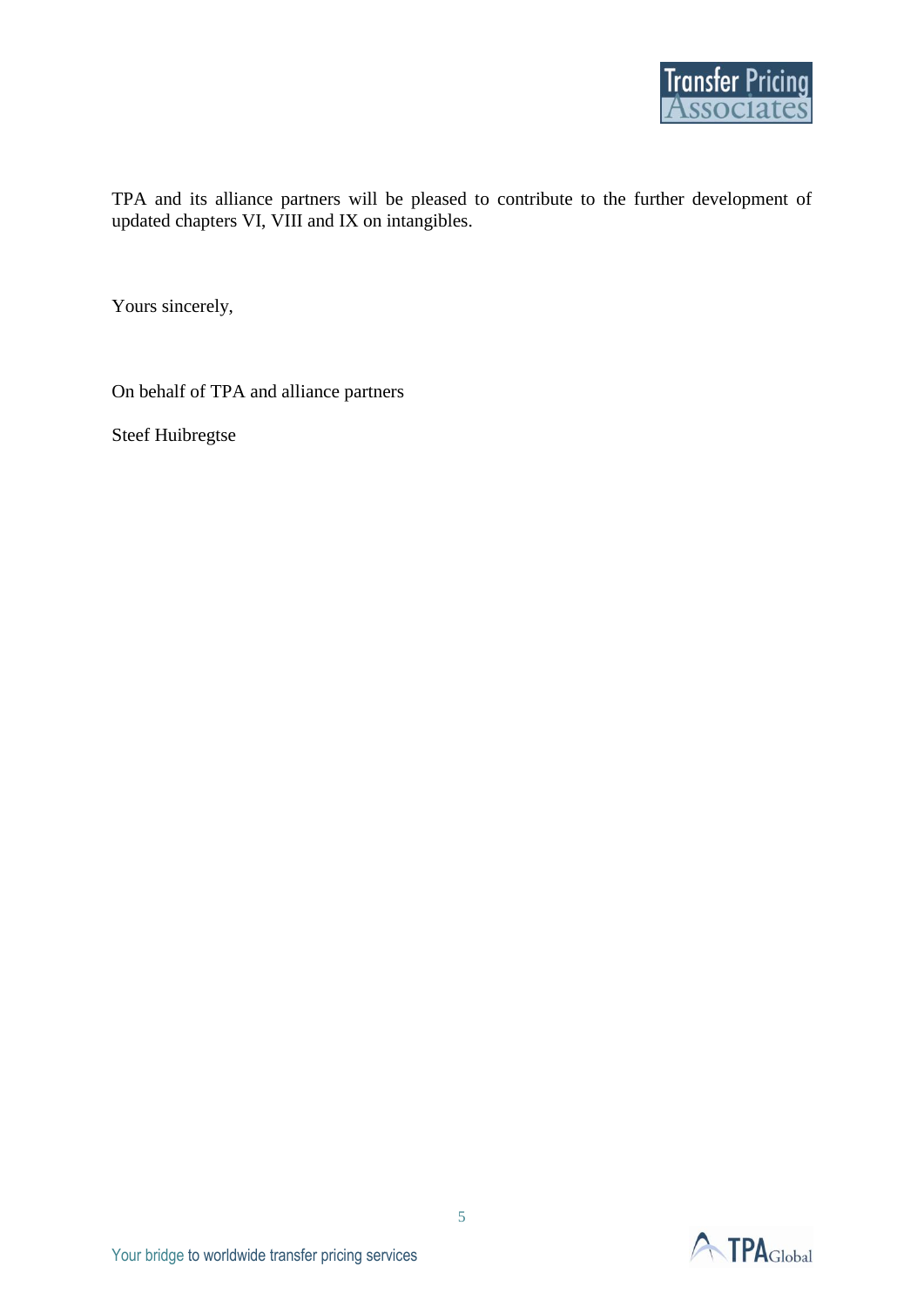TPA and its alliance partners will be pleased to contribute to the further development of updated chapters VI, VIII and IX on intangibles.

Yours sincerely,

On behalf of TPA and alliance partners

Steef Huibregtse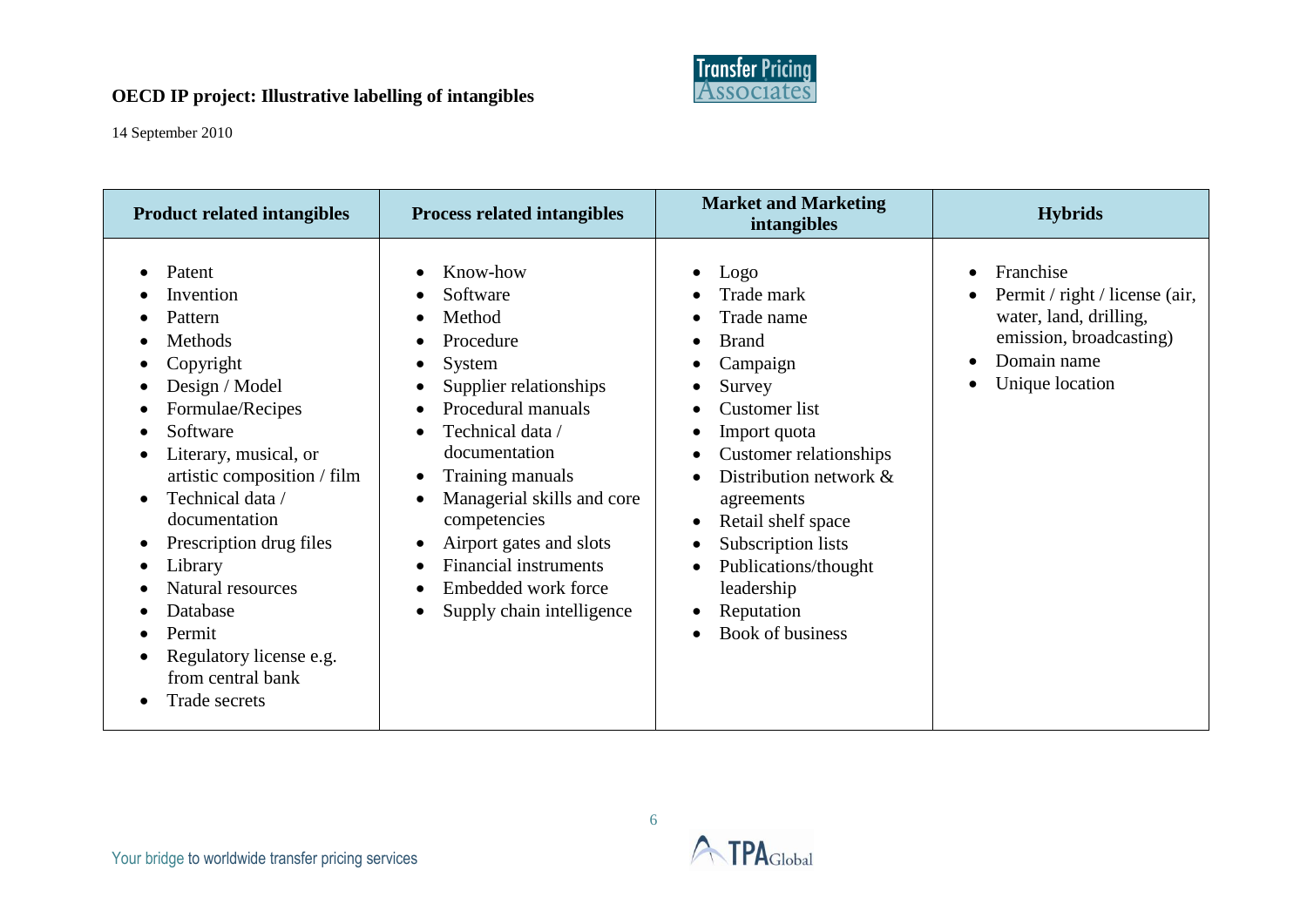**OECD IP project: Illustrative labelling of intangibles**

14 September 2010

| Product related intangibles | Process related intangibles | Market and Marketing intangibles | Hybrids |
|---|---|---|---|
| • Patent<br>• Invention<br>• Pattern<br>• Methods<br>• Copyright<br>• Design / Model<br>• Formulae/Recipes<br>• Software<br>• Literary, musical, or artistic composition / film<br>• Technical data / documentation<br>• Prescription drug files<br>• Library<br>• Natural resources<br>• Database<br>• Permit<br>• Regulatory license e.g. from central bank<br>• Trade secrets | • Know-how<br>• Software<br>• Method<br>• Procedure<br>• System<br>• Supplier relationships<br>• Procedural manuals<br>• Technical data / documentation<br>• Training manuals<br>• Managerial skills and core competencies<br>• Airport gates and slots<br>• Financial instruments<br>• Embedded work force<br>• Supply chain intelligence | • Logo<br>• Trade mark<br>• Trade name<br>• Brand<br>• Campaign<br>• Survey<br>• Customer list<br>• Import quota<br>• Customer relationships<br>• Distribution network & agreements<br>• Retail shelf space<br>• Subscription lists<br>• Publications/thought leadership<br>• Reputation<br>• Book of business | • Franchise<br>• Permit / right / license (air, water, land, drilling, emission, broadcasting)<br>• Domain name<br>• Unique location |